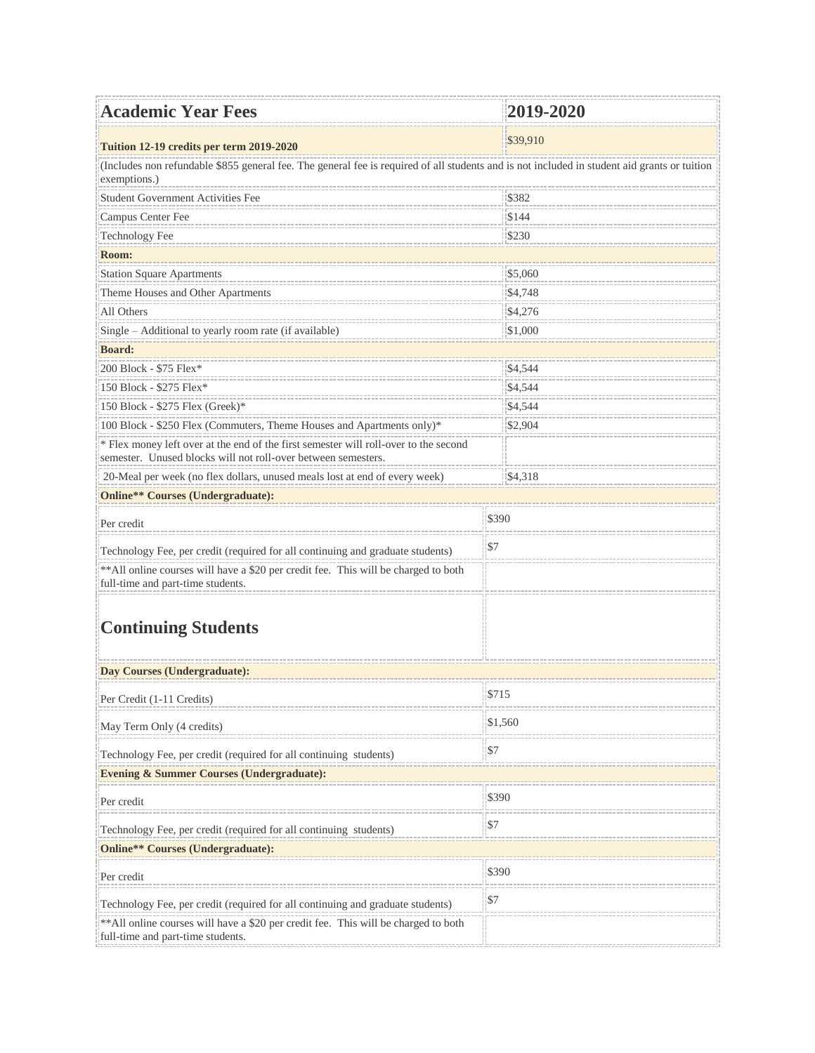| Academic Year Fees | 2019-2020 |
|---|---|
| **Tuition 12-19 credits per term 2019-2020** | $39,910 |
| (Includes non refundable $855 general fee. The general fee is required of all students and is not included in student aid grants or tuition exemptions.) | |
| Student Government Activities Fee | $382 |
| Campus Center Fee | $144 |
| Technology Fee | $230 |
| **Room:** | |
| Station Square Apartments | $5,060 |
| Theme Houses and Other Apartments | $4,748 |
| All Others | $4,276 |
| Single – Additional to yearly room rate (if available) | $1,000 |
| **Board:** | |
| 200 Block - $75 Flex* | $4,544 |
| 150 Block - $275 Flex* | $4,544 |
| 150 Block - $275 Flex (Greek)* | $4,544 |
| 100 Block - $250 Flex (Commuters, Theme Houses and Apartments only)* | $2,904 |
| * Flex money left over at the end of the first semester will roll-over to the second semester. Unused blocks will not roll-over between semesters. | |
| 20-Meal per week (no flex dollars, unused meals lost at end of every week) | $4,318 |
| **Online** Courses (Undergraduate):** | |
| Per credit | $390 |
| Technology Fee, per credit (required for all continuing and graduate students) | $7 |
| **All online courses will have a $20 per credit fee. This will be charged to both full-time and part-time students. | |

## Continuing Students

| | |
|---|---|
| **Day Courses (Undergraduate):** | |
| Per Credit (1-11 Credits) | $715 |
| May Term Only (4 credits) | $1,560 |
| Technology Fee, per credit (required for all continuing students) | $7 |
| **Evening & Summer Courses (Undergraduate):** | |
| Per credit | $390 |
| Technology Fee, per credit (required for all continuing students) | $7 |
| **Online** Courses (Undergraduate):** | |
| Per credit | $390 |
| Technology Fee, per credit (required for all continuing and graduate students) | $7 |
| **All online courses will have a $20 per credit fee. This will be charged to both full-time and part-time students. | |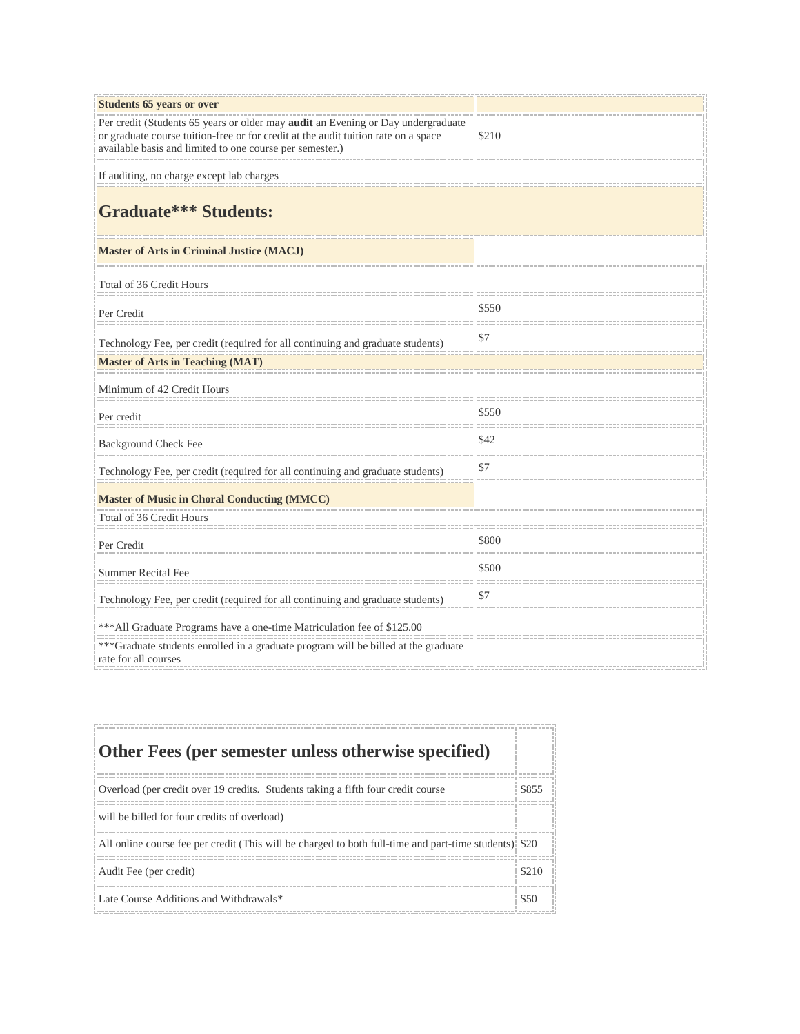| | |
|---|---|
| **Students 65 years or over** | |
| Per credit (Students 65 years or older may **audit** an Evening or Day undergraduate or graduate course tuition-free or for credit at the audit tuition rate on a space available basis and limited to one course per semester.) | $210 |
| If auditing, no charge except lab charges | |
| **Graduate*** Students:** | |
| **Master of Arts in Criminal Justice (MACJ)** | |
| Total of 36 Credit Hours | |
| Per Credit | $550 |
| Technology Fee, per credit (required for all continuing and graduate students) | $7 |
| **Master of Arts in Teaching (MAT)** | |
| Minimum of 42 Credit Hours | |
| Per credit | $550 |
| Background Check Fee | $42 |
| Technology Fee, per credit (required for all continuing and graduate students) | $7 |
| **Master of Music in Choral Conducting (MMCC)** | |
| Total of 36 Credit Hours | |
| Per Credit | $800 |
| Summer Recital Fee | $500 |
| Technology Fee, per credit (required for all continuing and graduate students) | $7 |
| ***All Graduate Programs have a one-time Matriculation fee of $125.00 | |
| ***Graduate students enrolled in a graduate program will be billed at the graduate rate for all courses | |

| **Other Fees (per semester unless otherwise specified)** | |
|---|---|
| Overload (per credit over 19 credits. Students taking a fifth four credit course | $855 |
| will be billed for four credits of overload) | |
| All online course fee per credit (This will be charged to both full-time and part-time students) | $20 |
| Audit Fee (per credit) | $210 |
| Late Course Additions and Withdrawals* | $50 |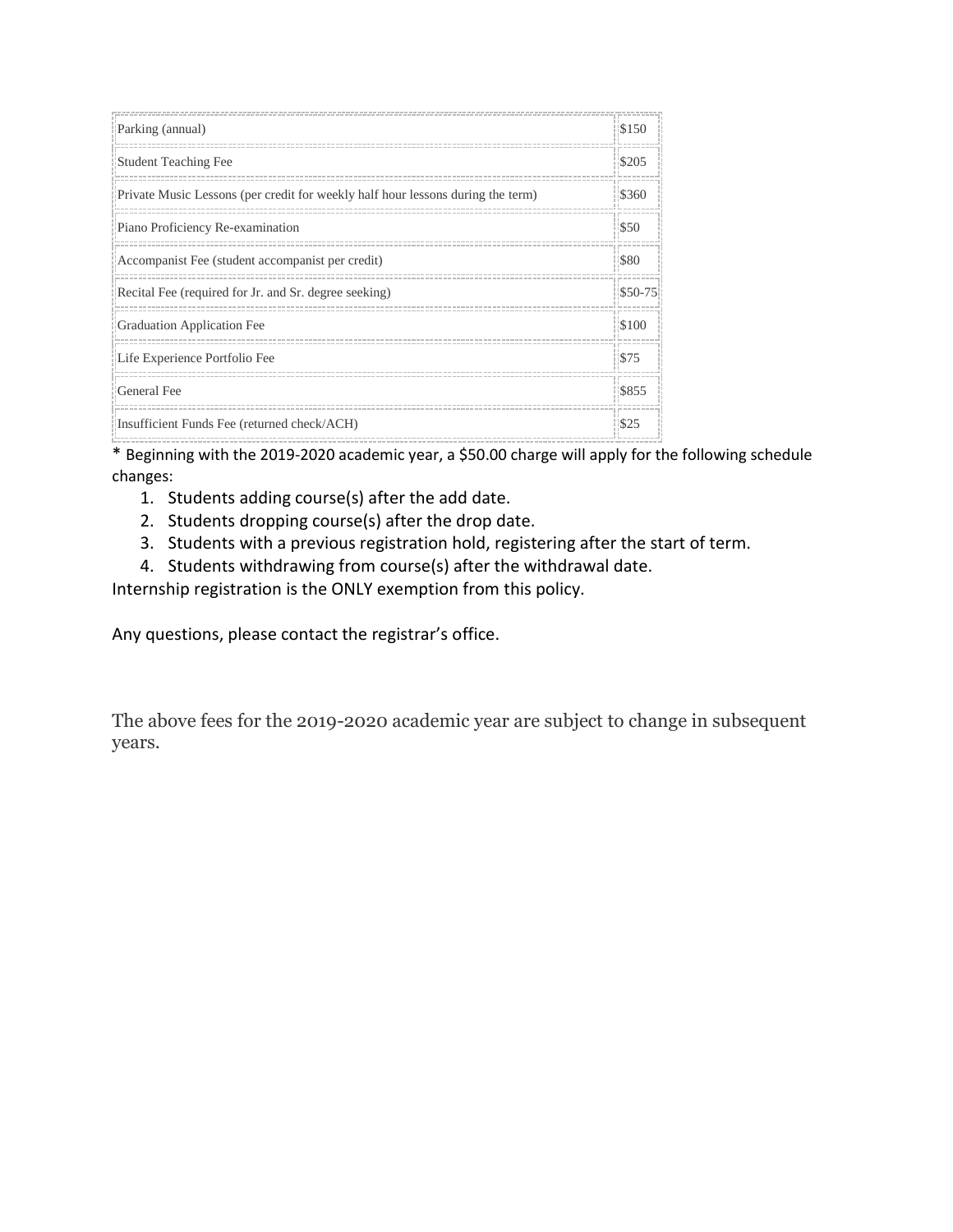| | |
|---|---|
| Parking (annual) | $150 |
| Student Teaching Fee | $205 |
| Private Music Lessons (per credit for weekly half hour lessons during the term) | $360 |
| Piano Proficiency Re-examination | $50 |
| Accompanist Fee (student accompanist per credit) | $80 |
| Recital Fee (required for Jr. and Sr. degree seeking) | $50-75 |
| Graduation Application Fee | $100 |
| Life Experience Portfolio Fee | $75 |
| General Fee | $855 |
| Insufficient Funds Fee (returned check/ACH) | $25 |

* Beginning with the 2019-2020 academic year, a $50.00 charge will apply for the following schedule changes:

1. Students adding course(s) after the add date.
2. Students dropping course(s) after the drop date.
3. Students with a previous registration hold, registering after the start of term.
4. Students withdrawing from course(s) after the withdrawal date.

Internship registration is the ONLY exemption from this policy.

Any questions, please contact the registrar's office.

The above fees for the 2019-2020 academic year are subject to change in subsequent years.